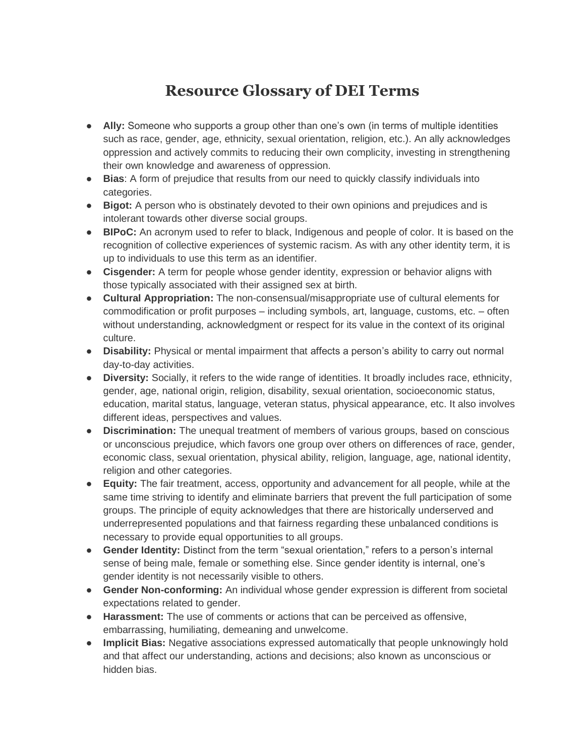# Resource Glossary of DEI Terms

- **Ally:** Someone who supports a group other than one's own (in terms of multiple identities such as race, gender, age, ethnicity, sexual orientation, religion, etc.). An ally acknowledges oppression and actively commits to reducing their own complicity, investing in strengthening their own knowledge and awareness of oppression.
- **Bias**: A form of prejudice that results from our need to quickly classify individuals into categories.
- **Bigot:** A person who is obstinately devoted to their own opinions and prejudices and is intolerant towards other diverse social groups.
- **BIPoC:** An acronym used to refer to black, Indigenous and people of color. It is based on the recognition of collective experiences of systemic racism. As with any other identity term, it is up to individuals to use this term as an identifier.
- **Cisgender:** A term for people whose gender identity, expression or behavior aligns with those typically associated with their assigned sex at birth.
- **Cultural Appropriation:** The non-consensual/misappropriate use of cultural elements for commodification or profit purposes – including symbols, art, language, customs, etc. – often without understanding, acknowledgment or respect for its value in the context of its original culture.
- **Disability:** Physical or mental impairment that affects a person's ability to carry out normal day-to-day activities.
- **Diversity:** Socially, it refers to the wide range of identities. It broadly includes race, ethnicity, gender, age, national origin, religion, disability, sexual orientation, socioeconomic status, education, marital status, language, veteran status, physical appearance, etc. It also involves different ideas, perspectives and values.
- **Discrimination:** The unequal treatment of members of various groups, based on conscious or unconscious prejudice, which favors one group over others on differences of race, gender, economic class, sexual orientation, physical ability, religion, language, age, national identity, religion and other categories.
- **Equity:** The fair treatment, access, opportunity and advancement for all people, while at the same time striving to identify and eliminate barriers that prevent the full participation of some groups. The principle of equity acknowledges that there are historically underserved and underrepresented populations and that fairness regarding these unbalanced conditions is necessary to provide equal opportunities to all groups.
- **Gender Identity:** Distinct from the term "sexual orientation," refers to a person's internal sense of being male, female or something else. Since gender identity is internal, one's gender identity is not necessarily visible to others.
- **Gender Non-conforming:** An individual whose gender expression is different from societal expectations related to gender.
- **Harassment:** The use of comments or actions that can be perceived as offensive, embarrassing, humiliating, demeaning and unwelcome.
- **Implicit Bias:** Negative associations expressed automatically that people unknowingly hold and that affect our understanding, actions and decisions; also known as unconscious or hidden bias.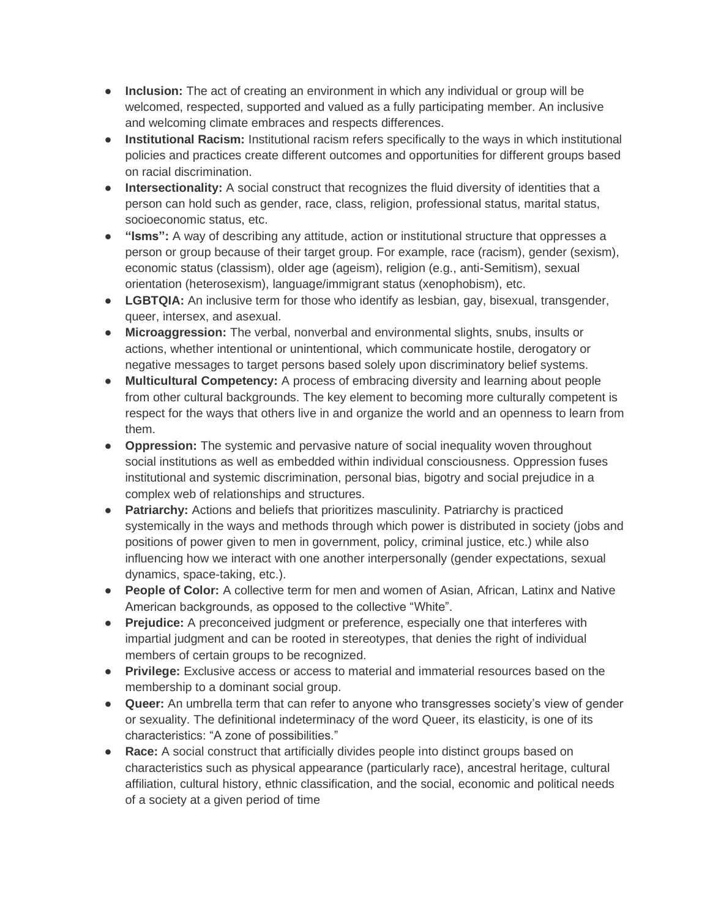- **Inclusion:** The act of creating an environment in which any individual or group will be welcomed, respected, supported and valued as a fully participating member. An inclusive and welcoming climate embraces and respects differences.
- **Institutional Racism:** Institutional racism refers specifically to the ways in which institutional policies and practices create different outcomes and opportunities for different groups based on racial discrimination.
- **Intersectionality:** A social construct that recognizes the fluid diversity of identities that a person can hold such as gender, race, class, religion, professional status, marital status, socioeconomic status, etc.
- **"Isms":** A way of describing any attitude, action or institutional structure that oppresses a person or group because of their target group. For example, race (racism), gender (sexism), economic status (classism), older age (ageism), religion (e.g., anti-Semitism), sexual orientation (heterosexism), language/immigrant status (xenophobism), etc.
- **LGBTQIA:** An inclusive term for those who identify as lesbian, gay, bisexual, transgender, queer, intersex, and asexual.
- **Microaggression:** The verbal, nonverbal and environmental slights, snubs, insults or actions, whether intentional or unintentional, which communicate hostile, derogatory or negative messages to target persons based solely upon discriminatory belief systems.
- **Multicultural Competency:** A process of embracing diversity and learning about people from other cultural backgrounds. The key element to becoming more culturally competent is respect for the ways that others live in and organize the world and an openness to learn from them.
- **Oppression:** The systemic and pervasive nature of social inequality woven throughout social institutions as well as embedded within individual consciousness. Oppression fuses institutional and systemic discrimination, personal bias, bigotry and social prejudice in a complex web of relationships and structures.
- **Patriarchy:** Actions and beliefs that prioritizes masculinity. Patriarchy is practiced systemically in the ways and methods through which power is distributed in society (jobs and positions of power given to men in government, policy, criminal justice, etc.) while also influencing how we interact with one another interpersonally (gender expectations, sexual dynamics, space-taking, etc.).
- **People of Color:** A collective term for men and women of Asian, African, Latinx and Native American backgrounds, as opposed to the collective "White".
- **Prejudice:** A preconceived judgment or preference, especially one that interferes with impartial judgment and can be rooted in stereotypes, that denies the right of individual members of certain groups to be recognized.
- **Privilege:** Exclusive access or access to material and immaterial resources based on the membership to a dominant social group.
- **Queer:** An umbrella term that can refer to anyone who transgresses society's view of gender or sexuality. The definitional indeterminacy of the word Queer, its elasticity, is one of its characteristics: "A zone of possibilities."
- **Race:** A social construct that artificially divides people into distinct groups based on characteristics such as physical appearance (particularly race), ancestral heritage, cultural affiliation, cultural history, ethnic classification, and the social, economic and political needs of a society at a given period of time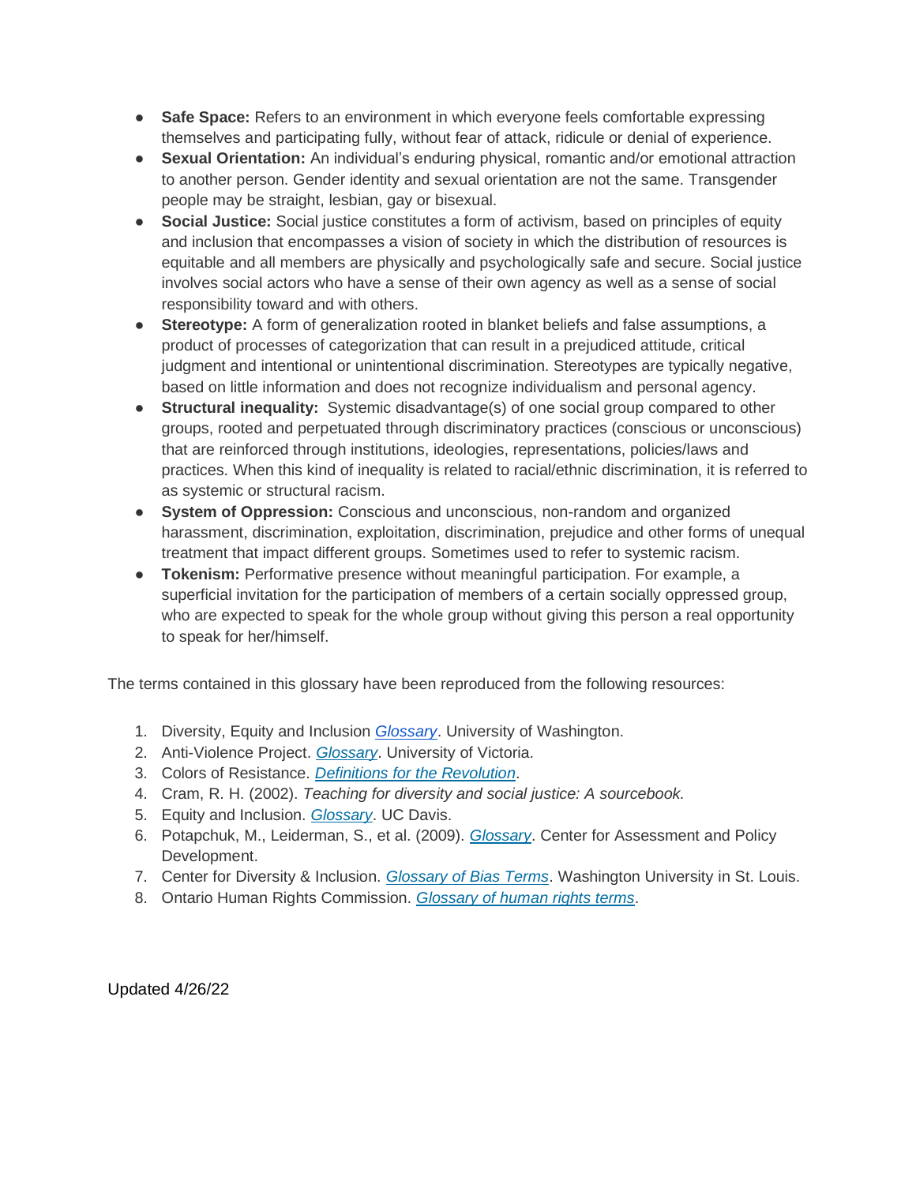- **Safe Space:** Refers to an environment in which everyone feels comfortable expressing themselves and participating fully, without fear of attack, ridicule or denial of experience.
- **Sexual Orientation:** An individual's enduring physical, romantic and/or emotional attraction to another person. Gender identity and sexual orientation are not the same. Transgender people may be straight, lesbian, gay or bisexual.
- **Social Justice:** Social justice constitutes a form of activism, based on principles of equity and inclusion that encompasses a vision of society in which the distribution of resources is equitable and all members are physically and psychologically safe and secure. Social justice involves social actors who have a sense of their own agency as well as a sense of social responsibility toward and with others.
- **Stereotype:** A form of generalization rooted in blanket beliefs and false assumptions, a product of processes of categorization that can result in a prejudiced attitude, critical judgment and intentional or unintentional discrimination. Stereotypes are typically negative, based on little information and does not recognize individualism and personal agency.
- **Structural inequality:** Systemic disadvantage(s) of one social group compared to other groups, rooted and perpetuated through discriminatory practices (conscious or unconscious) that are reinforced through institutions, ideologies, representations, policies/laws and practices. When this kind of inequality is related to racial/ethnic discrimination, it is referred to as systemic or structural racism.
- **System of Oppression:** Conscious and unconscious, non-random and organized harassment, discrimination, exploitation, discrimination, prejudice and other forms of unequal treatment that impact different groups. Sometimes used to refer to systemic racism.
- **Tokenism:** Performative presence without meaningful participation. For example, a superficial invitation for the participation of members of a certain socially oppressed group, who are expected to speak for the whole group without giving this person a real opportunity to speak for her/himself.

The terms contained in this glossary have been reproduced from the following resources:

1. Diversity, Equity and Inclusion *Glossary*. University of Washington.
2. Anti-Violence Project. *Glossary*. University of Victoria.
3. Colors of Resistance. *Definitions for the Revolution*.
4. Cram, R. H. (2002). *Teaching for diversity and social justice: A sourcebook.*
5. Equity and Inclusion. *Glossary*. UC Davis.
6. Potapchuk, M., Leiderman, S., et al. (2009). *Glossary*. Center for Assessment and Policy Development.
7. Center for Diversity & Inclusion. *Glossary of Bias Terms*. Washington University in St. Louis.
8. Ontario Human Rights Commission. *Glossary of human rights terms*.

Updated 4/26/22